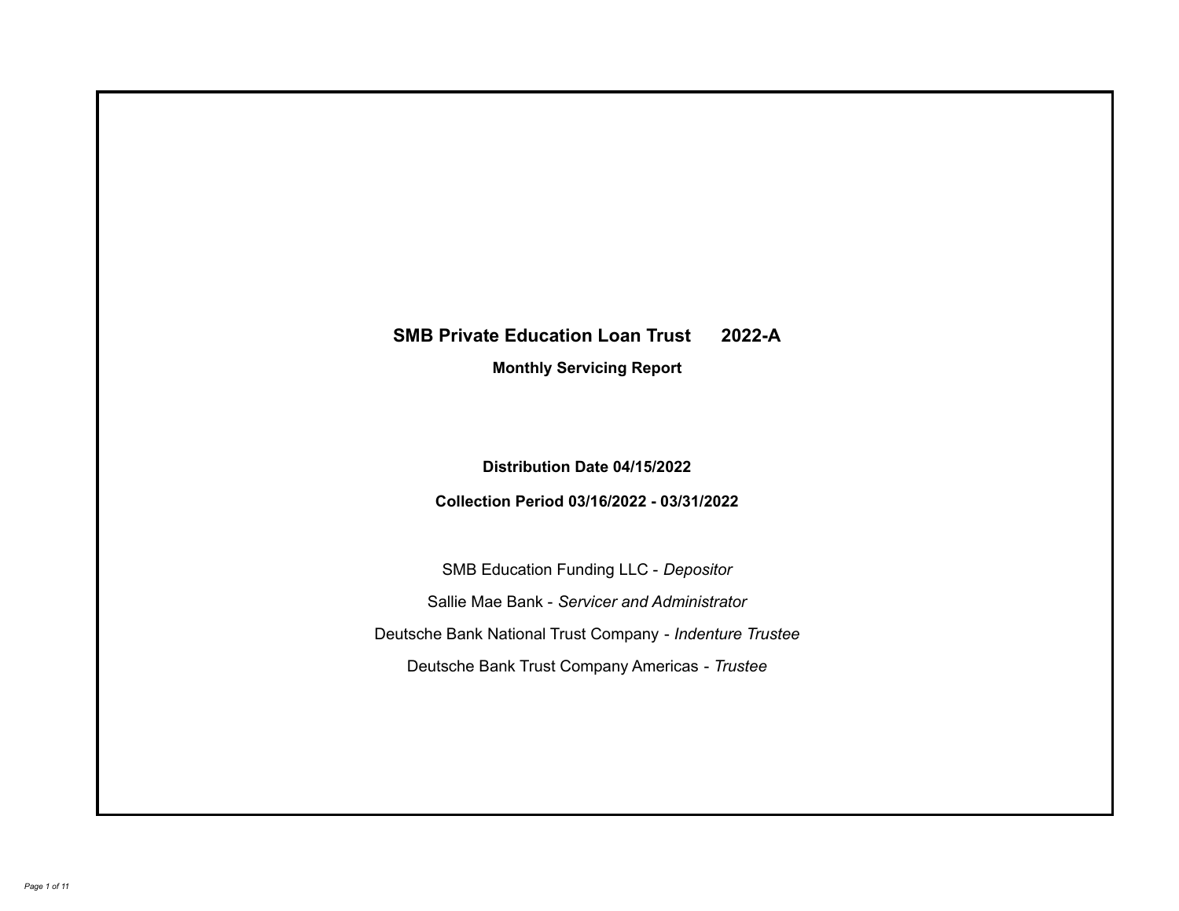# SMB Private Education Loan Trust 2022-A

## Monthly Servicing Report

**Distribution Date 04/15/2022**

**Collection Period 03/16/2022 - 03/31/2022**

SMB Education Funding LLC - *Depositor*

Sallie Mae Bank - *Servicer and Administrator*

Deutsche Bank National Trust Company - *Indenture Trustee*

Deutsche Bank Trust Company Americas - *Trustee*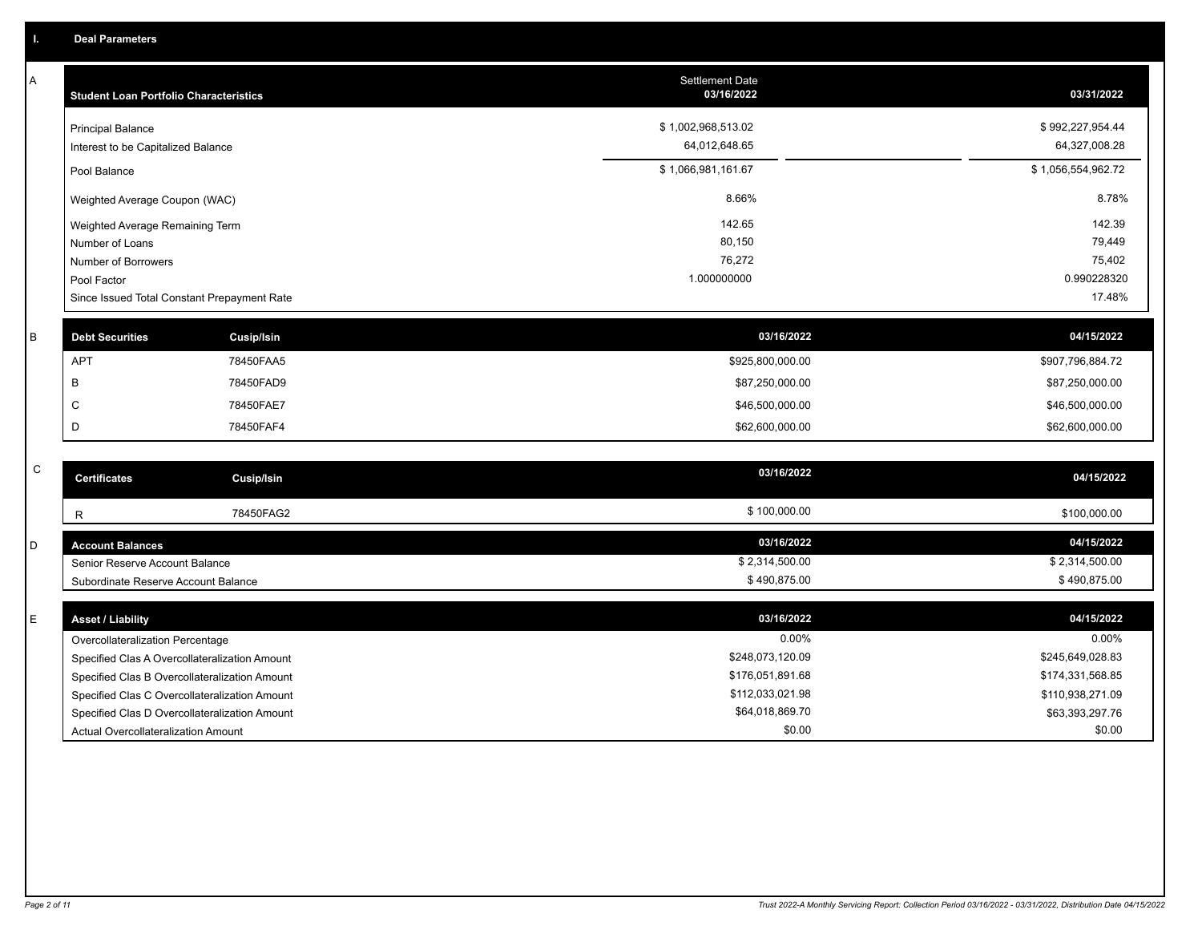## I. Deal Parameters

### A

| Student Loan Portfolio Characteristics | Settlement Date 03/16/2022 | | 03/31/2022 |
|---|---|---|---|
| Principal Balance | $ 1,002,968,513.02 | | $ 992,227,954.44 |
| Interest to be Capitalized Balance | 64,012,648.65 | | 64,327,008.28 |
| Pool Balance | $ 1,066,981,161.67 | | $ 1,056,554,962.72 |
| Weighted Average Coupon (WAC) | 8.66% | | 8.78% |
| Weighted Average Remaining Term | 142.65 | | 142.39 |
| Number of Loans | 80,150 | | 79,449 |
| Number of Borrowers | 76,272 | | 75,402 |
| Pool Factor | 1.000000000 | | 0.990228320 |
| Since Issued Total Constant Prepayment Rate | | | 17.48% |

### B

| Debt Securities | Cusip/Isin | 03/16/2022 | 04/15/2022 |
|---|---|---|---|
| APT | 78450FAA5 | $925,800,000.00 | $907,796,884.72 |
| B | 78450FAD9 | $87,250,000.00 | $87,250,000.00 |
| C | 78450FAE7 | $46,500,000.00 | $46,500,000.00 |
| D | 78450FAF4 | $62,600,000.00 | $62,600,000.00 |

### C

| Certificates | Cusip/Isin | 03/16/2022 | 04/15/2022 |
|---|---|---|---|
| R | 78450FAG2 | $ 100,000.00 | $100,000.00 |

### D

| Account Balances | 03/16/2022 | 04/15/2022 |
|---|---|---|
| Senior Reserve Account Balance | $ 2,314,500.00 | $ 2,314,500.00 |
| Subordinate Reserve Account Balance | $ 490,875.00 | $ 490,875.00 |

### E

| Asset / Liability | 03/16/2022 | 04/15/2022 |
|---|---|---|
| Overcollateralization Percentage | 0.00% | 0.00% |
| Specified Clas A Overcollateralization Amount | $248,073,120.09 | $245,649,028.83 |
| Specified Clas B Overcollateralization Amount | $176,051,891.68 | $174,331,568.85 |
| Specified Clas C Overcollateralization Amount | $112,033,021.98 | $110,938,271.09 |
| Specified Clas D Overcollateralization Amount | $64,018,869.70 | $63,393,297.76 |
| Actual Overcollateralization Amount | $0.00 | $0.00 |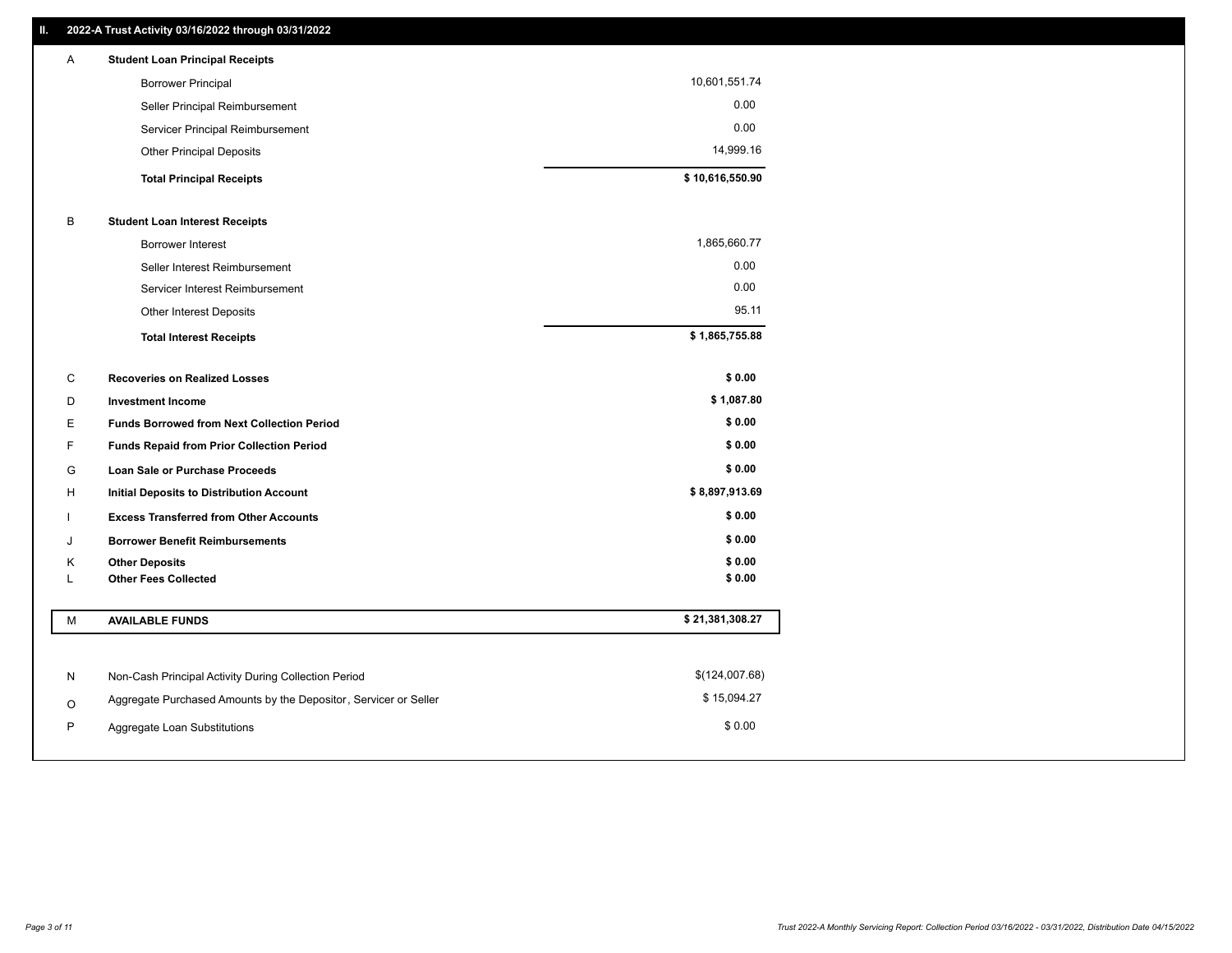## II. 2022-A Trust Activity 03/16/2022 through 03/31/2022

| | | |
|---|---|---|
| A | **Student Loan Principal Receipts** | |
| | Borrower Principal | 10,601,551.74 |
| | Seller Principal Reimbursement | 0.00 |
| | Servicer Principal Reimbursement | 0.00 |
| | Other Principal Deposits | 14,999.16 |
| | **Total Principal Receipts** | **$ 10,616,550.90** |
| B | **Student Loan Interest Receipts** | |
| | Borrower Interest | 1,865,660.77 |
| | Seller Interest Reimbursement | 0.00 |
| | Servicer Interest Reimbursement | 0.00 |
| | Other Interest Deposits | 95.11 |
| | **Total Interest Receipts** | **$ 1,865,755.88** |
| C | **Recoveries on Realized Losses** | **$ 0.00** |
| D | **Investment Income** | **$ 1,087.80** |
| E | **Funds Borrowed from Next Collection Period** | **$ 0.00** |
| F | **Funds Repaid from Prior Collection Period** | **$ 0.00** |
| G | **Loan Sale or Purchase Proceeds** | **$ 0.00** |
| H | **Initial Deposits to Distribution Account** | **$ 8,897,913.69** |
| I | **Excess Transferred from Other Accounts** | **$ 0.00** |
| J | **Borrower Benefit Reimbursements** | **$ 0.00** |
| K | **Other Deposits** | **$ 0.00** |
| L | **Other Fees Collected** | **$ 0.00** |
| M | **AVAILABLE FUNDS** | **$ 21,381,308.27** |
| N | Non-Cash Principal Activity During Collection Period | $(124,007.68) |
| O | Aggregate Purchased Amounts by the Depositor, Servicer or Seller | $ 15,094.27 |
| P | Aggregate Loan Substitutions | $ 0.00 |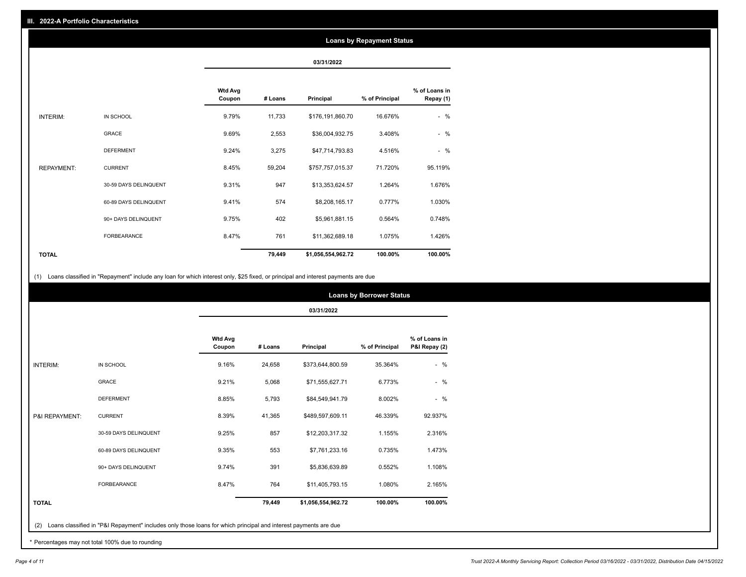## III. 2022-A Portfolio Characteristics

### Loans by Repayment Status

| | | 03/31/2022 | | | | |
|---|---|---|---|---|---|---|
| | | Wtd Avg Coupon | # Loans | Principal | % of Principal | % of Loans in Repay (1) |
| INTERIM: | IN SCHOOL | 9.79% | 11,733 | $176,191,860.70 | 16.676% | - % |
| | GRACE | 9.69% | 2,553 | $36,004,932.75 | 3.408% | - % |
| | DEFERMENT | 9.24% | 3,275 | $47,714,793.83 | 4.516% | - % |
| REPAYMENT: | CURRENT | 8.45% | 59,204 | $757,757,015.37 | 71.720% | 95.119% |
| | 30-59 DAYS DELINQUENT | 9.31% | 947 | $13,353,624.57 | 1.264% | 1.676% |
| | 60-89 DAYS DELINQUENT | 9.41% | 574 | $8,208,165.17 | 0.777% | 1.030% |
| | 90+ DAYS DELINQUENT | 9.75% | 402 | $5,961,881.15 | 0.564% | 0.748% |
| | FORBEARANCE | 8.47% | 761 | $11,362,689.18 | 1.075% | 1.426% |
| **TOTAL** | | | **79,449** | **$1,056,554,962.72** | **100.00%** | **100.00%** |

(1) Loans classified in "Repayment" include any loan for which interest only, $25 fixed, or principal and interest payments are due

### Loans by Borrower Status

| | | 03/31/2022 | | | | |
|---|---|---|---|---|---|---|
| | | Wtd Avg Coupon | # Loans | Principal | % of Principal | % of Loans in P&I Repay (2) |
| INTERIM: | IN SCHOOL | 9.16% | 24,658 | $373,644,800.59 | 35.364% | - % |
| | GRACE | 9.21% | 5,068 | $71,555,627.71 | 6.773% | - % |
| | DEFERMENT | 8.85% | 5,793 | $84,549,941.79 | 8.002% | - % |
| P&I REPAYMENT: | CURRENT | 8.39% | 41,365 | $489,597,609.11 | 46.339% | 92.937% |
| | 30-59 DAYS DELINQUENT | 9.25% | 857 | $12,203,317.32 | 1.155% | 2.316% |
| | 60-89 DAYS DELINQUENT | 9.35% | 553 | $7,761,233.16 | 0.735% | 1.473% |
| | 90+ DAYS DELINQUENT | 9.74% | 391 | $5,836,639.89 | 0.552% | 1.108% |
| | FORBEARANCE | 8.47% | 764 | $11,405,793.15 | 1.080% | 2.165% |
| **TOTAL** | | | **79,449** | **$1,056,554,962.72** | **100.00%** | **100.00%** |

(2) Loans classified in "P&I Repayment" includes only those loans for which principal and interest payments are due

* Percentages may not total 100% due to rounding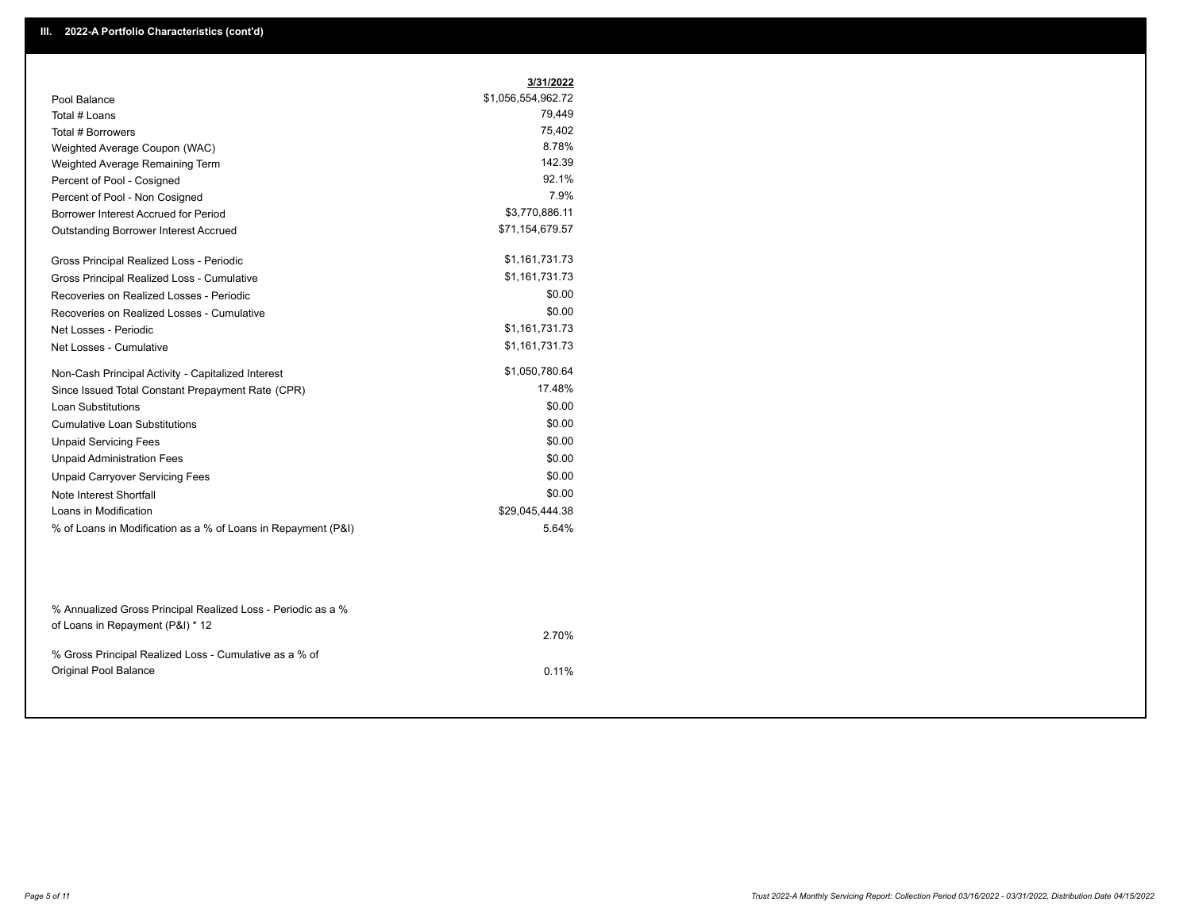## III. 2022-A Portfolio Characteristics (cont'd)

| | 3/31/2022 |
|---|---|
| Pool Balance | $1,056,554,962.72 |
| Total # Loans | 79,449 |
| Total # Borrowers | 75,402 |
| Weighted Average Coupon (WAC) | 8.78% |
| Weighted Average Remaining Term | 142.39 |
| Percent of Pool - Cosigned | 92.1% |
| Percent of Pool - Non Cosigned | 7.9% |
| Borrower Interest Accrued for Period | $3,770,886.11 |
| Outstanding Borrower Interest Accrued | $71,154,679.57 |
| Gross Principal Realized Loss - Periodic | $1,161,731.73 |
| Gross Principal Realized Loss - Cumulative | $1,161,731.73 |
| Recoveries on Realized Losses - Periodic | $0.00 |
| Recoveries on Realized Losses - Cumulative | $0.00 |
| Net Losses - Periodic | $1,161,731.73 |
| Net Losses - Cumulative | $1,161,731.73 |
| Non-Cash Principal Activity - Capitalized Interest | $1,050,780.64 |
| Since Issued Total Constant Prepayment Rate (CPR) | 17.48% |
| Loan Substitutions | $0.00 |
| Cumulative Loan Substitutions | $0.00 |
| Unpaid Servicing Fees | $0.00 |
| Unpaid Administration Fees | $0.00 |
| Unpaid Carryover Servicing Fees | $0.00 |
| Note Interest Shortfall | $0.00 |
| Loans in Modification | $29,045,444.38 |
| % of Loans in Modification as a % of Loans in Repayment (P&I) | 5.64% |
| % Annualized Gross Principal Realized Loss - Periodic as a % of Loans in Repayment (P&I) * 12 | 2.70% |
| % Gross Principal Realized Loss - Cumulative as a % of Original Pool Balance | 0.11% |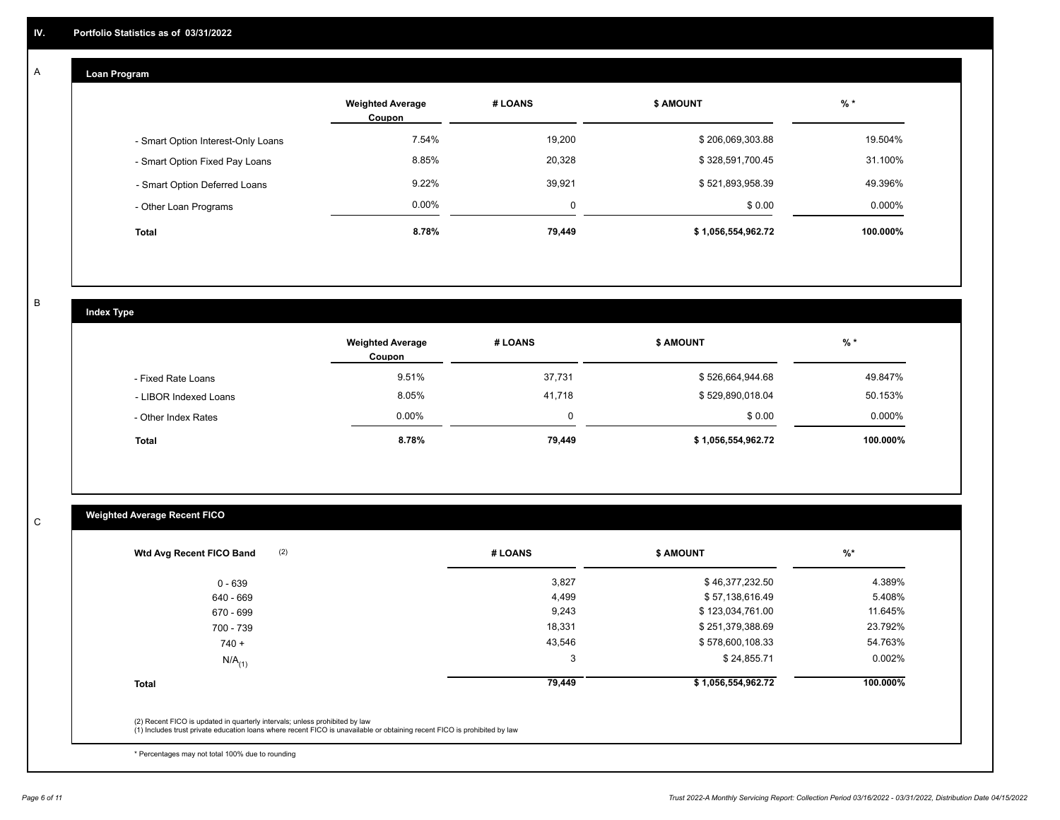## IV. Portfolio Statistics as of 03/31/2022

### A Loan Program

| | Weighted Average Coupon | # LOANS | $ AMOUNT | % * |
|---|---|---|---|---|
| - Smart Option Interest-Only Loans | 7.54% | 19,200 | $ 206,069,303.88 | 19.504% |
| - Smart Option Fixed Pay Loans | 8.85% | 20,328 | $ 328,591,700.45 | 31.100% |
| - Smart Option Deferred Loans | 9.22% | 39,921 | $ 521,893,958.39 | 49.396% |
| - Other Loan Programs | 0.00% | 0 | $ 0.00 | 0.000% |
| **Total** | **8.78%** | **79,449** | **$ 1,056,554,962.72** | **100.000%** |

### B Index Type

| | Weighted Average Coupon | # LOANS | $ AMOUNT | % * |
|---|---|---|---|---|
| - Fixed Rate Loans | 9.51% | 37,731 | $ 526,664,944.68 | 49.847% |
| - LIBOR Indexed Loans | 8.05% | 41,718 | $ 529,890,018.04 | 50.153% |
| - Other Index Rates | 0.00% | 0 | $ 0.00 | 0.000% |
| **Total** | **8.78%** | **79,449** | **$ 1,056,554,962.72** | **100.000%** |

### C Weighted Average Recent FICO

| Wtd Avg Recent FICO Band (2) | # LOANS | $ AMOUNT | %* |
|---|---|---|---|
| 0 - 639 | 3,827 | $ 46,377,232.50 | 4.389% |
| 640 - 669 | 4,499 | $ 57,138,616.49 | 5.408% |
| 670 - 699 | 9,243 | $ 123,034,761.00 | 11.645% |
| 700 - 739 | 18,331 | $ 251,379,388.69 | 23.792% |
| 740 + | 43,546 | $ 578,600,108.33 | 54.763% |
| N/A (1) | 3 | $ 24,855.71 | 0.002% |
| **Total** | **79,449** | **$ 1,056,554,962.72** | **100.000%** |

(2) Recent FICO is updated in quarterly intervals; unless prohibited by law
(1) Includes trust private education loans where recent FICO is unavailable or obtaining recent FICO is prohibited by law

* Percentages may not total 100% due to rounding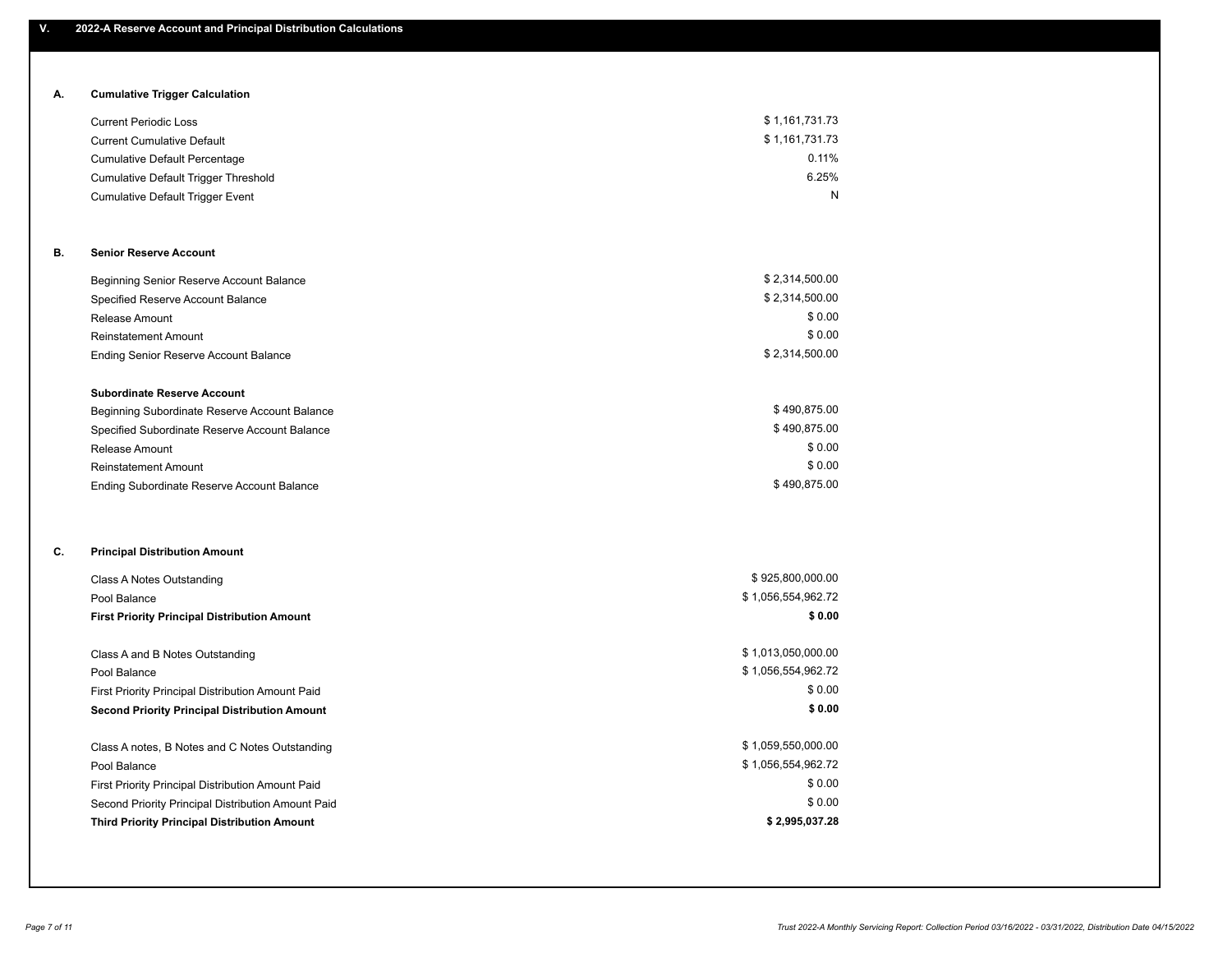## V. 2022-A Reserve Account and Principal Distribution Calculations

### A. Cumulative Trigger Calculation

| | |
|---|---|
| Current Periodic Loss | $ 1,161,731.73 |
| Current Cumulative Default | $ 1,161,731.73 |
| Cumulative Default Percentage | 0.11% |
| Cumulative Default Trigger Threshold | 6.25% |
| Cumulative Default Trigger Event | N |

### B. Senior Reserve Account

| | |
|---|---|
| Beginning Senior Reserve Account Balance | $ 2,314,500.00 |
| Specified Reserve Account Balance | $ 2,314,500.00 |
| Release Amount | $ 0.00 |
| Reinstatement Amount | $ 0.00 |
| Ending Senior Reserve Account Balance | $ 2,314,500.00 |

**Subordinate Reserve Account**

| | |
|---|---|
| Beginning Subordinate Reserve Account Balance | $ 490,875.00 |
| Specified Subordinate Reserve Account Balance | $ 490,875.00 |
| Release Amount | $ 0.00 |
| Reinstatement Amount | $ 0.00 |
| Ending Subordinate Reserve Account Balance | $ 490,875.00 |

### C. Principal Distribution Amount

| | |
|---|---|
| Class A Notes Outstanding | $ 925,800,000.00 |
| Pool Balance | $ 1,056,554,962.72 |
| **First Priority Principal Distribution Amount** | **$ 0.00** |
| | |
| Class A and B Notes Outstanding | $ 1,013,050,000.00 |
| Pool Balance | $ 1,056,554,962.72 |
| First Priority Principal Distribution Amount Paid | $ 0.00 |
| **Second Priority Principal Distribution Amount** | **$ 0.00** |
| | |
| Class A notes, B Notes and C Notes Outstanding | $ 1,059,550,000.00 |
| Pool Balance | $ 1,056,554,962.72 |
| First Priority Principal Distribution Amount Paid | $ 0.00 |
| Second Priority Principal Distribution Amount Paid | $ 0.00 |
| **Third Priority Principal Distribution Amount** | **$ 2,995,037.28** |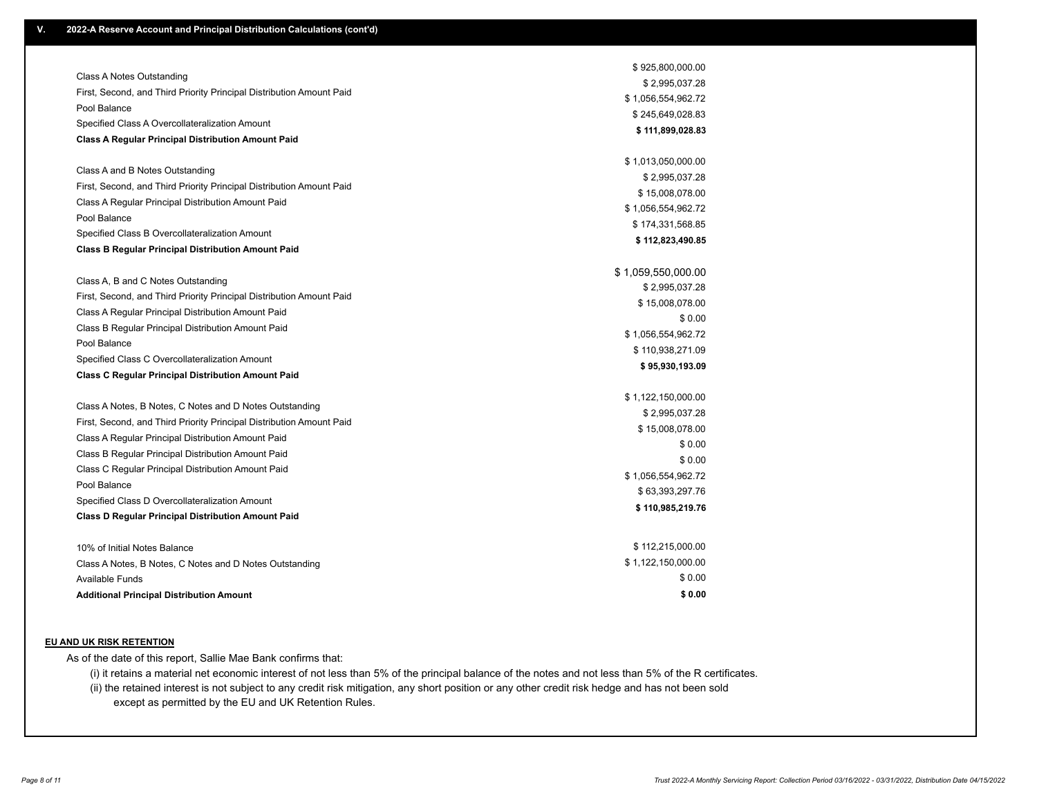## V. 2022-A Reserve Account and Principal Distribution Calculations (cont'd)

| | |
|---|---|
| Class A Notes Outstanding | $ 925,800,000.00 |
| First, Second, and Third Priority Principal Distribution Amount Paid | $ 2,995,037.28 |
| Pool Balance | $ 1,056,554,962.72 |
| Specified Class A Overcollateralization Amount | $ 245,649,028.83 |
| **Class A Regular Principal Distribution Amount Paid** | **$ 111,899,028.83** |

| | |
|---|---|
| Class A and B Notes Outstanding | $ 1,013,050,000.00 |
| First, Second, and Third Priority Principal Distribution Amount Paid | $ 2,995,037.28 |
| Class A Regular Principal Distribution Amount Paid | $ 15,008,078.00 |
| Pool Balance | $ 1,056,554,962.72 |
| Specified Class B Overcollateralization Amount | $ 174,331,568.85 |
| **Class B Regular Principal Distribution Amount Paid** | **$ 112,823,490.85** |

| | |
|---|---|
| Class A, B and C Notes Outstanding | $ 1,059,550,000.00 |
| First, Second, and Third Priority Principal Distribution Amount Paid | $ 2,995,037.28 |
| Class A Regular Principal Distribution Amount Paid | $ 15,008,078.00 |
| Class B Regular Principal Distribution Amount Paid | $ 0.00 |
| Pool Balance | $ 1,056,554,962.72 |
| Specified Class C Overcollateralization Amount | $ 110,938,271.09 |
| **Class C Regular Principal Distribution Amount Paid** | **$ 95,930,193.09** |

| | |
|---|---|
| Class A Notes, B Notes, C Notes and D Notes Outstanding | $ 1,122,150,000.00 |
| First, Second, and Third Priority Principal Distribution Amount Paid | $ 2,995,037.28 |
| Class A Regular Principal Distribution Amount Paid | $ 15,008,078.00 |
| Class B Regular Principal Distribution Amount Paid | $ 0.00 |
| Class C Regular Principal Distribution Amount Paid | $ 0.00 |
| Pool Balance | $ 1,056,554,962.72 |
| Specified Class D Overcollateralization Amount | $ 63,393,297.76 |
| **Class D Regular Principal Distribution Amount Paid** | **$ 110,985,219.76** |

| | |
|---|---|
| 10% of Initial Notes Balance | $ 112,215,000.00 |
| Class A Notes, B Notes, C Notes and D Notes Outstanding | $ 1,122,150,000.00 |
| Available Funds | $ 0.00 |
| **Additional Principal Distribution Amount** | **$ 0.00** |

**EU AND UK RISK RETENTION**

As of the date of this report, Sallie Mae Bank confirms that:

(i) it retains a material net economic interest of not less than 5% of the principal balance of the notes and not less than 5% of the R certificates.

(ii) the retained interest is not subject to any credit risk mitigation, any short position or any other credit risk hedge and has not been sold except as permitted by the EU and UK Retention Rules.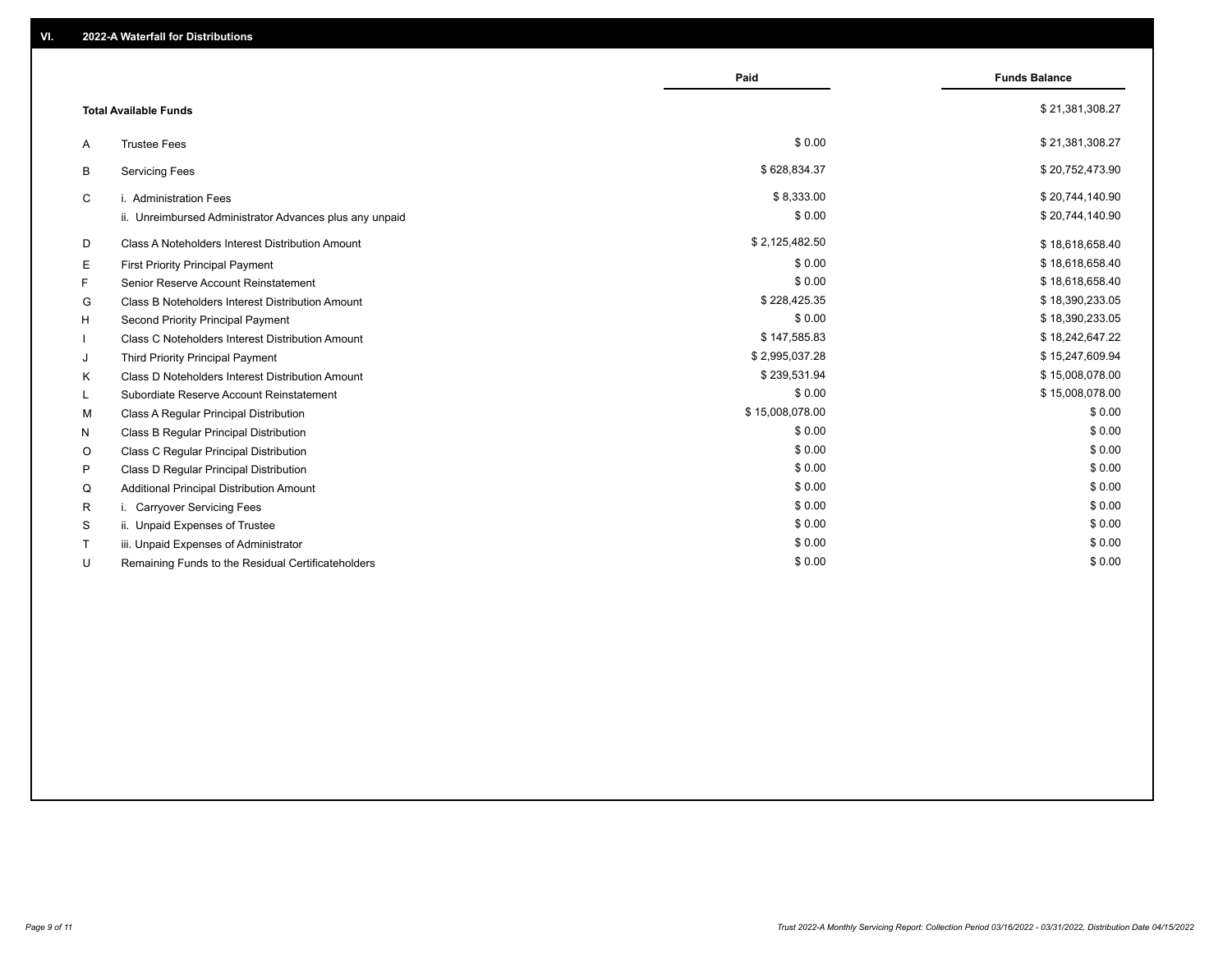## VI. 2022-A Waterfall for Distributions

| | | Paid | Funds Balance |
|---|---|---|---|
| | **Total Available Funds** | | $ 21,381,308.27 |
| A | Trustee Fees | $ 0.00 | $ 21,381,308.27 |
| B | Servicing Fees | $ 628,834.37 | $ 20,752,473.90 |
| C | i. Administration Fees | $ 8,333.00 | $ 20,744,140.90 |
| | ii. Unreimbursed Administrator Advances plus any unpaid | $ 0.00 | $ 20,744,140.90 |
| D | Class A Noteholders Interest Distribution Amount | $ 2,125,482.50 | $ 18,618,658.40 |
| E | First Priority Principal Payment | $ 0.00 | $ 18,618,658.40 |
| F | Senior Reserve Account Reinstatement | $ 0.00 | $ 18,618,658.40 |
| G | Class B Noteholders Interest Distribution Amount | $ 228,425.35 | $ 18,390,233.05 |
| H | Second Priority Principal Payment | $ 0.00 | $ 18,390,233.05 |
| I | Class C Noteholders Interest Distribution Amount | $ 147,585.83 | $ 18,242,647.22 |
| J | Third Priority Principal Payment | $ 2,995,037.28 | $ 15,247,609.94 |
| K | Class D Noteholders Interest Distribution Amount | $ 239,531.94 | $ 15,008,078.00 |
| L | Subordiate Reserve Account Reinstatement | $ 0.00 | $ 15,008,078.00 |
| M | Class A Regular Principal Distribution | $ 15,008,078.00 | $ 0.00 |
| N | Class B Regular Principal Distribution | $ 0.00 | $ 0.00 |
| O | Class C Regular Principal Distribution | $ 0.00 | $ 0.00 |
| P | Class D Regular Principal Distribution | $ 0.00 | $ 0.00 |
| Q | Additional Principal Distribution Amount | $ 0.00 | $ 0.00 |
| R | i. Carryover Servicing Fees | $ 0.00 | $ 0.00 |
| S | ii. Unpaid Expenses of Trustee | $ 0.00 | $ 0.00 |
| T | iii. Unpaid Expenses of Administrator | $ 0.00 | $ 0.00 |
| U | Remaining Funds to the Residual Certificateholders | $ 0.00 | $ 0.00 |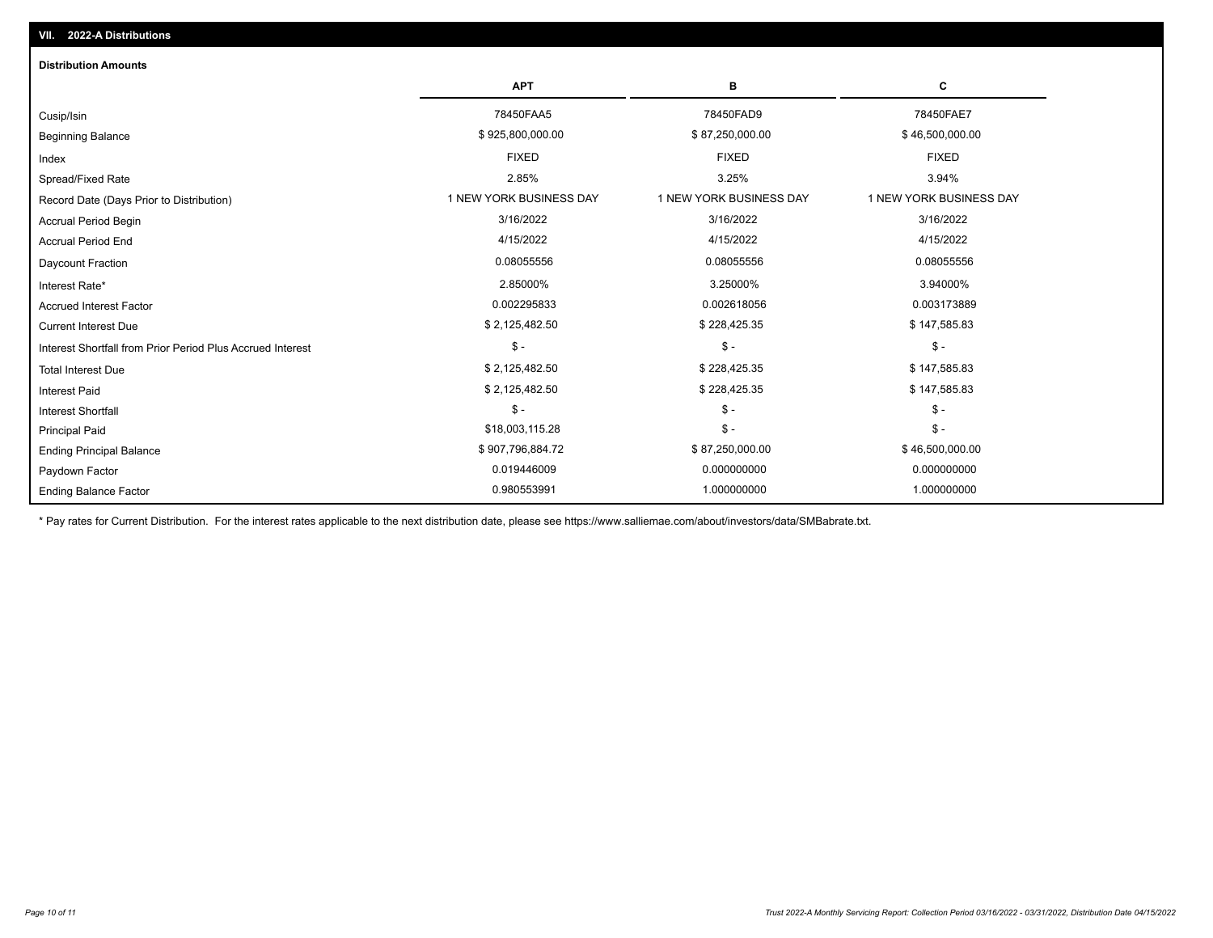## VII. 2022-A Distributions

### Distribution Amounts

| | APT | B | C |
|---|---|---|---|
| Cusip/Isin | 78450FAA5 | 78450FAD9 | 78450FAE7 |
| Beginning Balance | $ 925,800,000.00 | $ 87,250,000.00 | $ 46,500,000.00 |
| Index | FIXED | FIXED | FIXED |
| Spread/Fixed Rate | 2.85% | 3.25% | 3.94% |
| Record Date (Days Prior to Distribution) | 1 NEW YORK BUSINESS DAY | 1 NEW YORK BUSINESS DAY | 1 NEW YORK BUSINESS DAY |
| Accrual Period Begin | 3/16/2022 | 3/16/2022 | 3/16/2022 |
| Accrual Period End | 4/15/2022 | 4/15/2022 | 4/15/2022 |
| Daycount Fraction | 0.08055556 | 0.08055556 | 0.08055556 |
| Interest Rate* | 2.85000% | 3.25000% | 3.94000% |
| Accrued Interest Factor | 0.002295833 | 0.002618056 | 0.003173889 |
| Current Interest Due | $ 2,125,482.50 | $ 228,425.35 | $ 147,585.83 |
| Interest Shortfall from Prior Period Plus Accrued Interest | $ - | $ - | $ - |
| Total Interest Due | $ 2,125,482.50 | $ 228,425.35 | $ 147,585.83 |
| Interest Paid | $ 2,125,482.50 | $ 228,425.35 | $ 147,585.83 |
| Interest Shortfall | $ - | $ - | $ - |
| Principal Paid | $18,003,115.28 | $ - | $ - |
| Ending Principal Balance | $ 907,796,884.72 | $ 87,250,000.00 | $ 46,500,000.00 |
| Paydown Factor | 0.019446009 | 0.000000000 | 0.000000000 |
| Ending Balance Factor | 0.980553991 | 1.000000000 | 1.000000000 |

* Pay rates for Current Distribution. For the interest rates applicable to the next distribution date, please see https://www.salliemae.com/about/investors/data/SMBabrate.txt.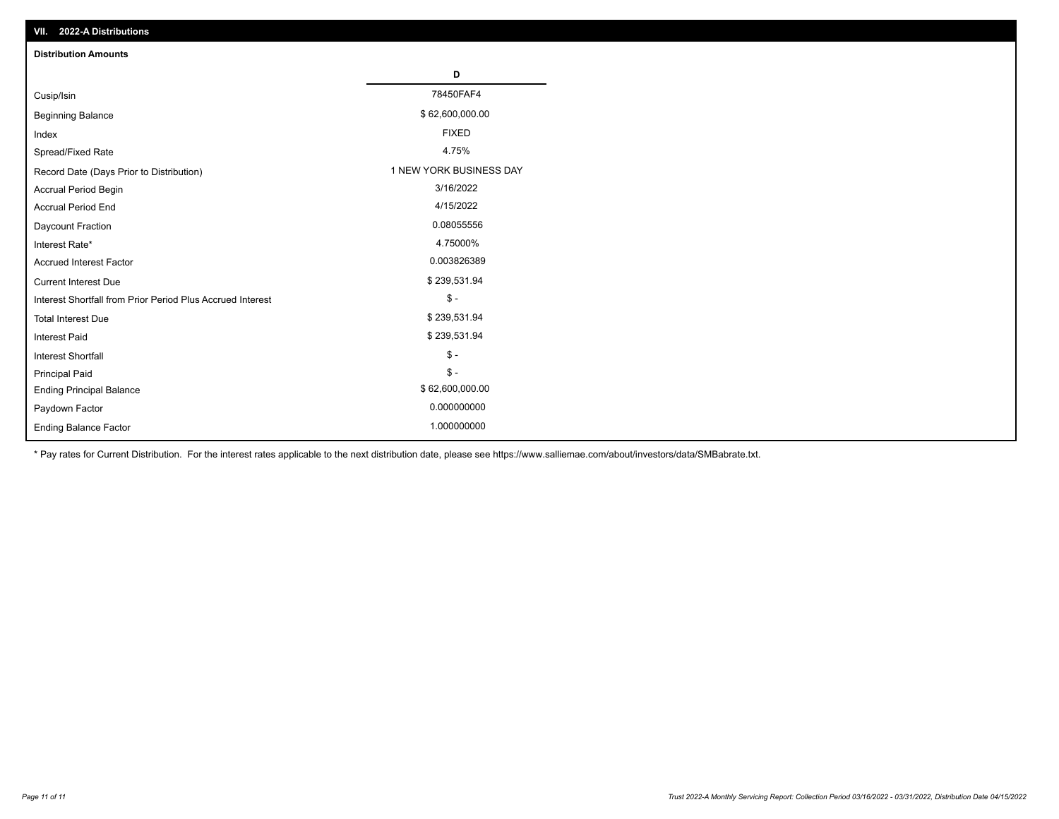## VII. 2022-A Distributions

### Distribution Amounts

| | D |
|---|---|
| Cusip/Isin | 78450FAF4 |
| Beginning Balance | $ 62,600,000.00 |
| Index | FIXED |
| Spread/Fixed Rate | 4.75% |
| Record Date (Days Prior to Distribution) | 1 NEW YORK BUSINESS DAY |
| Accrual Period Begin | 3/16/2022 |
| Accrual Period End | 4/15/2022 |
| Daycount Fraction | 0.08055556 |
| Interest Rate* | 4.75000% |
| Accrued Interest Factor | 0.003826389 |
| Current Interest Due | $ 239,531.94 |
| Interest Shortfall from Prior Period Plus Accrued Interest | $ - |
| Total Interest Due | $ 239,531.94 |
| Interest Paid | $ 239,531.94 |
| Interest Shortfall | $ - |
| Principal Paid | $ - |
| Ending Principal Balance | $ 62,600,000.00 |
| Paydown Factor | 0.000000000 |
| Ending Balance Factor | 1.000000000 |

* Pay rates for Current Distribution. For the interest rates applicable to the next distribution date, please see https://www.salliemae.com/about/investors/data/SMBabrate.txt.